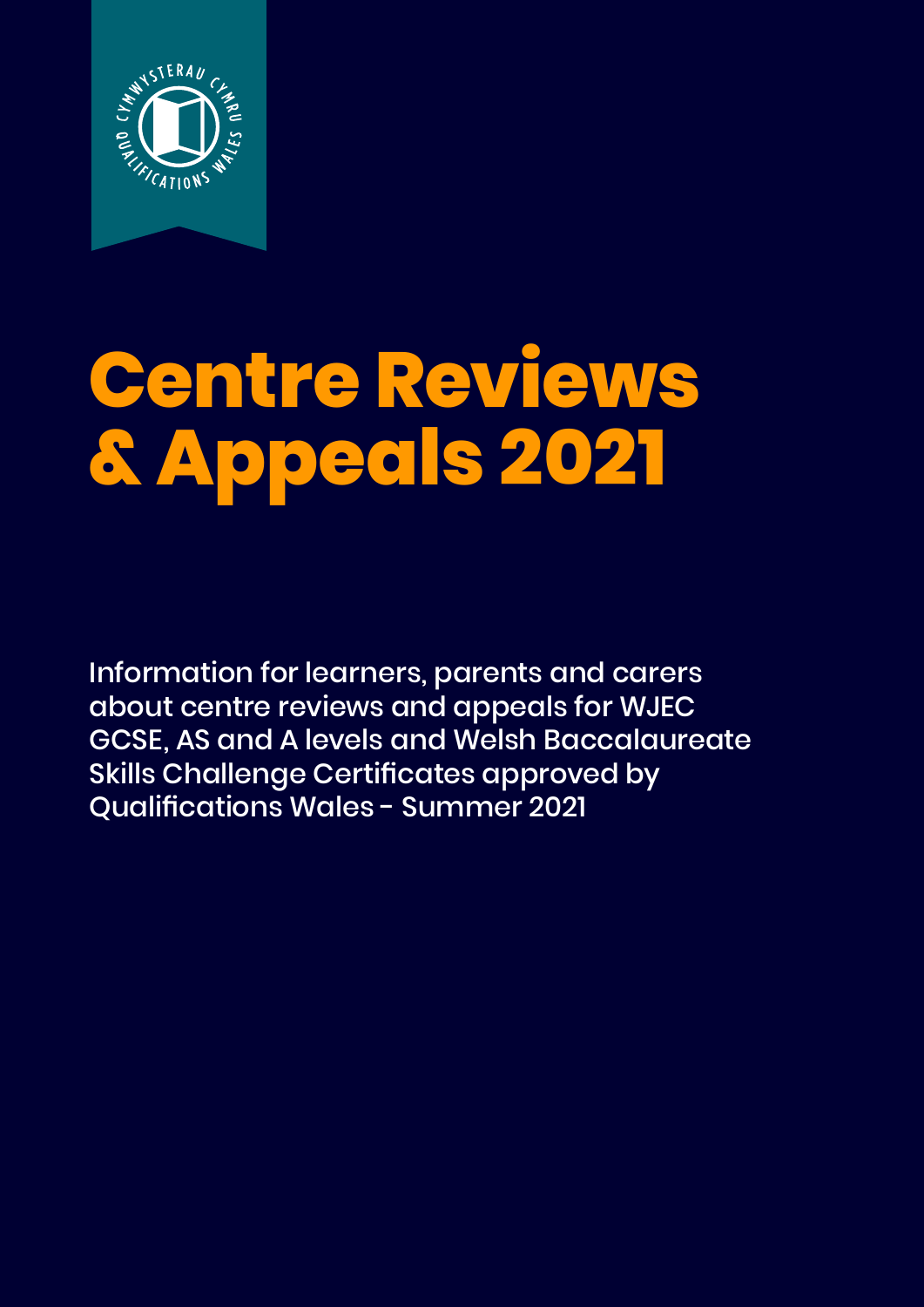# Centre Reviews & Appeals 2021

Information for learners, parents and carers about centre reviews and appeals for WJEC GCSE, AS and A levels and Welsh Baccalaureate Skills Challenge Certificates approved by Qualifications Wales - Summer 2021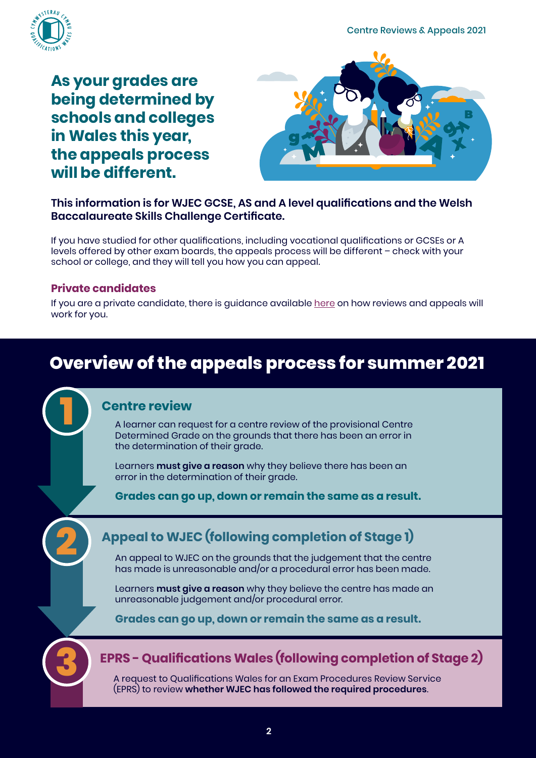# As your grades are being determined by schools and colleges in Wales this year, the appeals process will be different.

**This information is for WJEC GCSE, AS and A level qualifications and the Welsh Baccalaureate Skills Challenge Certificate.**

If you have studied for other qualifications, including vocational qualifications or GCSEs or A levels offered by other exam boards, the appeals process will be different – check with your school or college, and they will tell you how you can appeal.

### Private candidates

If you are a private candidate, there is guidance available here on how reviews and appeals will work for you.

## Overview of the appeals process for summer 2021

### 1 Centre review

A learner can request for a centre review of the provisional Centre Determined Grade on the grounds that there has been an error in the determination of their grade.

Learners **must give a reason** why they believe there has been an error in the determination of their grade.

**Grades can go up, down or remain the same as a result.**

### 2 Appeal to WJEC (following completion of Stage 1)

An appeal to WJEC on the grounds that the judgement that the centre has made is unreasonable and/or a procedural error has been made.

Learners **must give a reason** why they believe the centre has made an unreasonable judgement and/or procedural error.

**Grades can go up, down or remain the same as a result.**

### 3 EPRS - Qualifications Wales (following completion of Stage 2)

A request to Qualifications Wales for an Exam Procedures Review Service (EPRS) to review **whether WJEC has followed the required procedures**.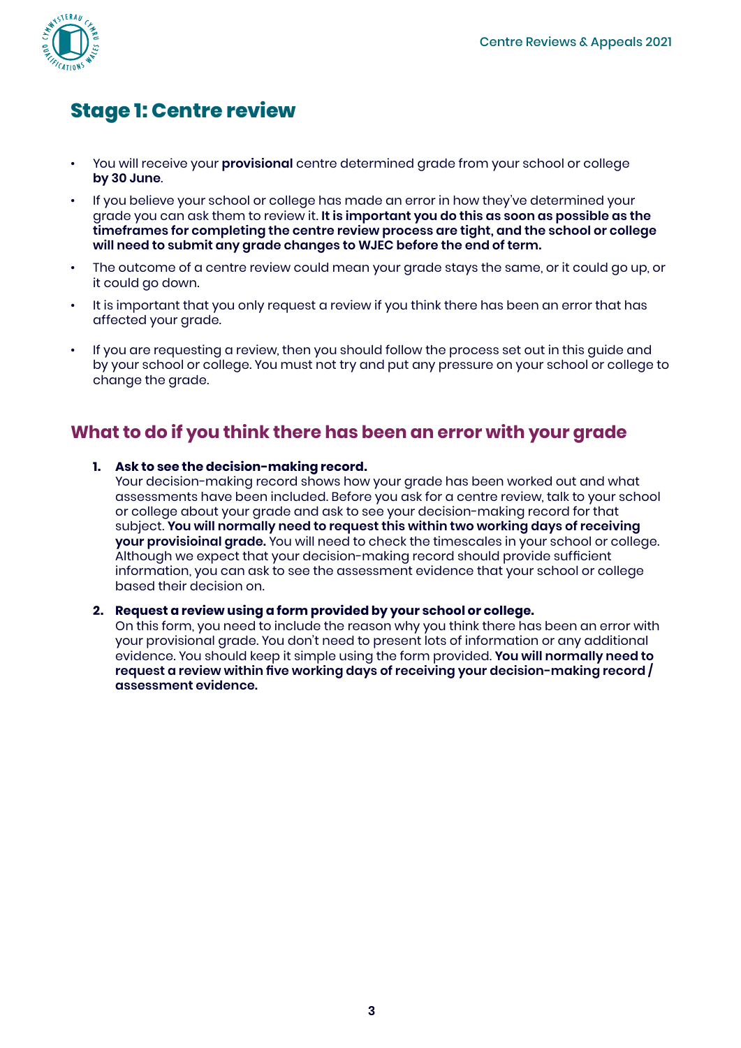## Stage 1: Centre review

- You will receive your **provisional** centre determined grade from your school or college **by 30 June**.
- If you believe your school or college has made an error in how they've determined your grade you can ask them to review it. **It is important you do this as soon as possible as the timeframes for completing the centre review process are tight, and the school or college will need to submit any grade changes to WJEC before the end of term.**
- The outcome of a centre review could mean your grade stays the same, or it could go up, or it could go down.
- It is important that you only request a review if you think there has been an error that has affected your grade.
- If you are requesting a review, then you should follow the process set out in this guide and by your school or college. You must not try and put any pressure on your school or college to change the grade.

### What to do if you think there has been an error with your grade

1. **Ask to see the decision-making record.**
   Your decision-making record shows how your grade has been worked out and what assessments have been included. Before you ask for a centre review, talk to your school or college about your grade and ask to see your decision-making record for that subject. **You will normally need to request this within two working days of receiving your provisioinal grade.** You will need to check the timescales in your school or college. Although we expect that your decision-making record should provide sufficient information, you can ask to see the assessment evidence that your school or college based their decision on.

2. **Request a review using a form provided by your school or college.**
   On this form, you need to include the reason why you think there has been an error with your provisional grade. You don't need to present lots of information or any additional evidence. You should keep it simple using the form provided. **You will normally need to request a review within five working days of receiving your decision-making record / assessment evidence.**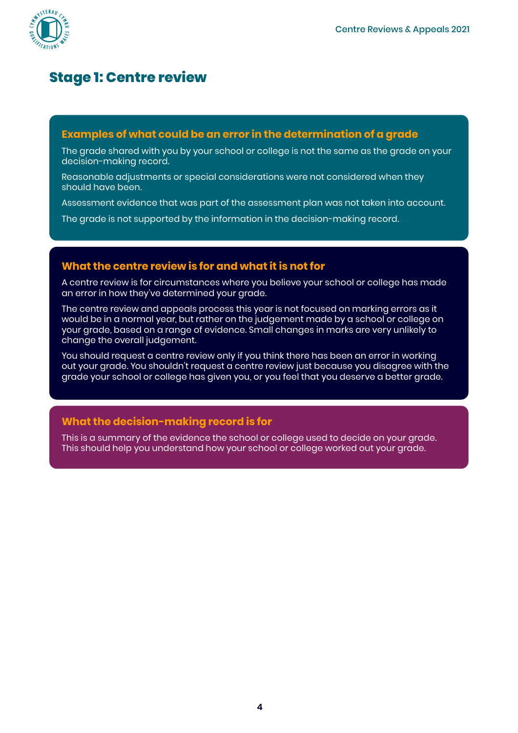# Stage 1: Centre review

### Examples of what could be an error in the determination of a grade

The grade shared with you by your school or college is not the same as the grade on your decision-making record.

Reasonable adjustments or special considerations were not considered when they should have been.

Assessment evidence that was part of the assessment plan was not taken into account.

The grade is not supported by the information in the decision-making record.

### What the centre review is for and what it is not for

A centre review is for circumstances where you believe your school or college has made an error in how they've determined your grade.

The centre review and appeals process this year is not focused on marking errors as it would be in a normal year, but rather on the judgement made by a school or college on your grade, based on a range of evidence. Small changes in marks are very unlikely to change the overall judgement.

You should request a centre review only if you think there has been an error in working out your grade. You shouldn't request a centre review just because you disagree with the grade your school or college has given you, or you feel that you deserve a better grade.

### What the decision-making record is for

This is a summary of the evidence the school or college used to decide on your grade. This should help you understand how your school or college worked out your grade.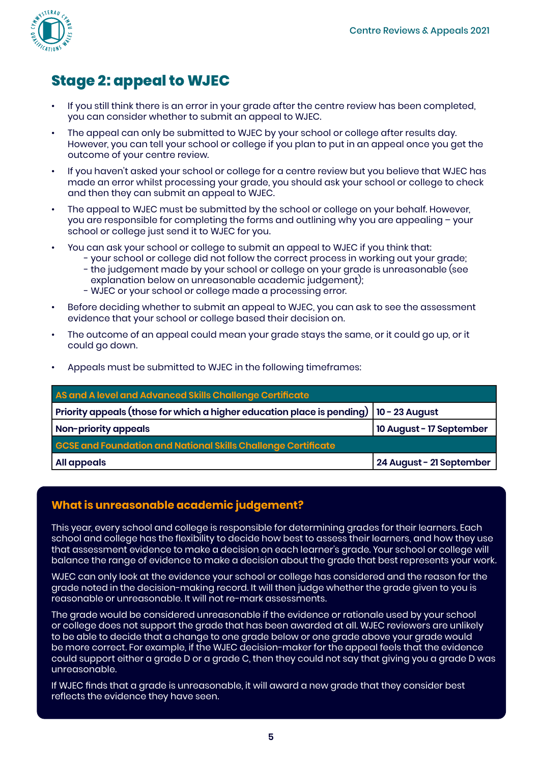## Stage 2: appeal to WJEC

- If you still think there is an error in your grade after the centre review has been completed, you can consider whether to submit an appeal to WJEC.
- The appeal can only be submitted to WJEC by your school or college after results day. However, you can tell your school or college if you plan to put in an appeal once you get the outcome of your centre review.
- If you haven't asked your school or college for a centre review but you believe that WJEC has made an error whilst processing your grade, you should ask your school or college to check and then they can submit an appeal to WJEC.
- The appeal to WJEC must be submitted by the school or college on your behalf. However, you are responsible for completing the forms and outlining why you are appealing – your school or college just send it to WJEC for you.
- You can ask your school or college to submit an appeal to WJEC if you think that:
  - your school or college did not follow the correct process in working out your grade;
  - the judgement made by your school or college on your grade is unreasonable (see explanation below on unreasonable academic judgement);
  - WJEC or your school or college made a processing error.
- Before deciding whether to submit an appeal to WJEC, you can ask to see the assessment evidence that your school or college based their decision on.
- The outcome of an appeal could mean your grade stays the same, or it could go up, or it could go down.
- Appeals must be submitted to WJEC in the following timeframes:

| AS and A level and Advanced Skills Challenge Certificate | |
|---|---|
| **Priority appeals (those for which a higher education place is pending)** | **10 - 23 August** |
| **Non-priority appeals** | **10 August - 17 September** |
| **GCSE and Foundation and National Skills Challenge Certificate** | |
| **All appeals** | **24 August - 21 September** |

### What is unreasonable academic judgement?

This year, every school and college is responsible for determining grades for their learners. Each school and college has the flexibility to decide how best to assess their learners, and how they use that assessment evidence to make a decision on each learner's grade. Your school or college will balance the range of evidence to make a decision about the grade that best represents your work.

WJEC can only look at the evidence your school or college has considered and the reason for the grade noted in the decision-making record. It will then judge whether the grade given to you is reasonable or unreasonable. It will not re-mark assessments.

The grade would be considered unreasonable if the evidence or rationale used by your school or college does not support the grade that has been awarded at all. WJEC reviewers are unlikely to be able to decide that a change to one grade below or one grade above your grade would be more correct. For example, if the WJEC decision-maker for the appeal feels that the evidence could support either a grade D or a grade C, then they could not say that giving you a grade D was unreasonable.

If WJEC finds that a grade is unreasonable, it will award a new grade that they consider best reflects the evidence they have seen.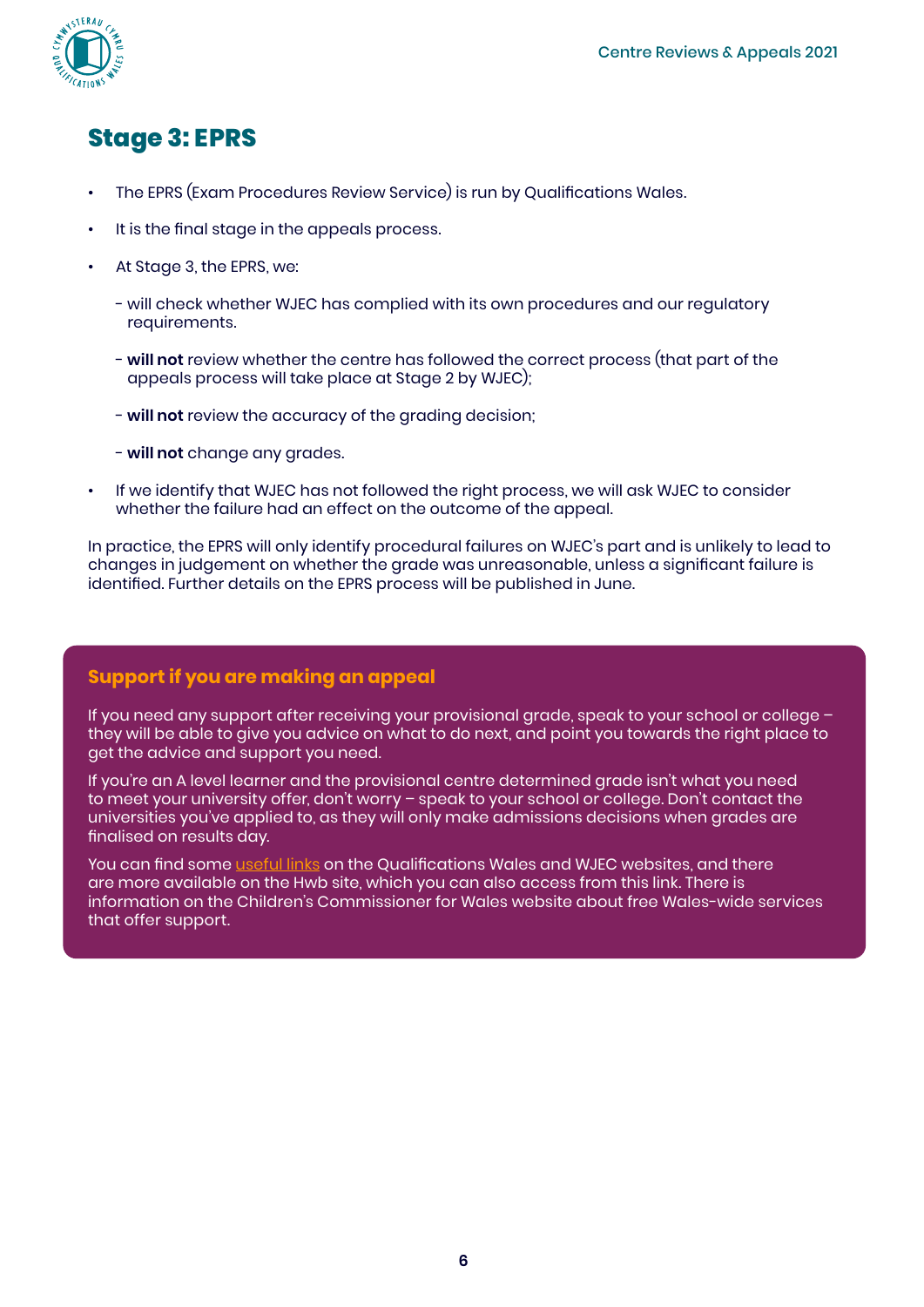## Stage 3: EPRS

- The EPRS (Exam Procedures Review Service) is run by Qualifications Wales.
- It is the final stage in the appeals process.
- At Stage 3, the EPRS, we:
  - will check whether WJEC has complied with its own procedures and our regulatory requirements.
  - **will not** review whether the centre has followed the correct process (that part of the appeals process will take place at Stage 2 by WJEC);
  - **will not** review the accuracy of the grading decision;
  - **will not** change any grades.
- If we identify that WJEC has not followed the right process, we will ask WJEC to consider whether the failure had an effect on the outcome of the appeal.

In practice, the EPRS will only identify procedural failures on WJEC's part and is unlikely to lead to changes in judgement on whether the grade was unreasonable, unless a significant failure is identified. Further details on the EPRS process will be published in June.

### Support if you are making an appeal

If you need any support after receiving your provisional grade, speak to your school or college – they will be able to give you advice on what to do next, and point you towards the right place to get the advice and support you need.

If you're an A level learner and the provisional centre determined grade isn't what you need to meet your university offer, don't worry – speak to your school or college. Don't contact the universities you've applied to, as they will only make admissions decisions when grades are finalised on results day.

You can find some useful links on the Qualifications Wales and WJEC websites, and there are more available on the Hwb site, which you can also access from this link. There is information on the Children's Commissioner for Wales website about free Wales-wide services that offer support.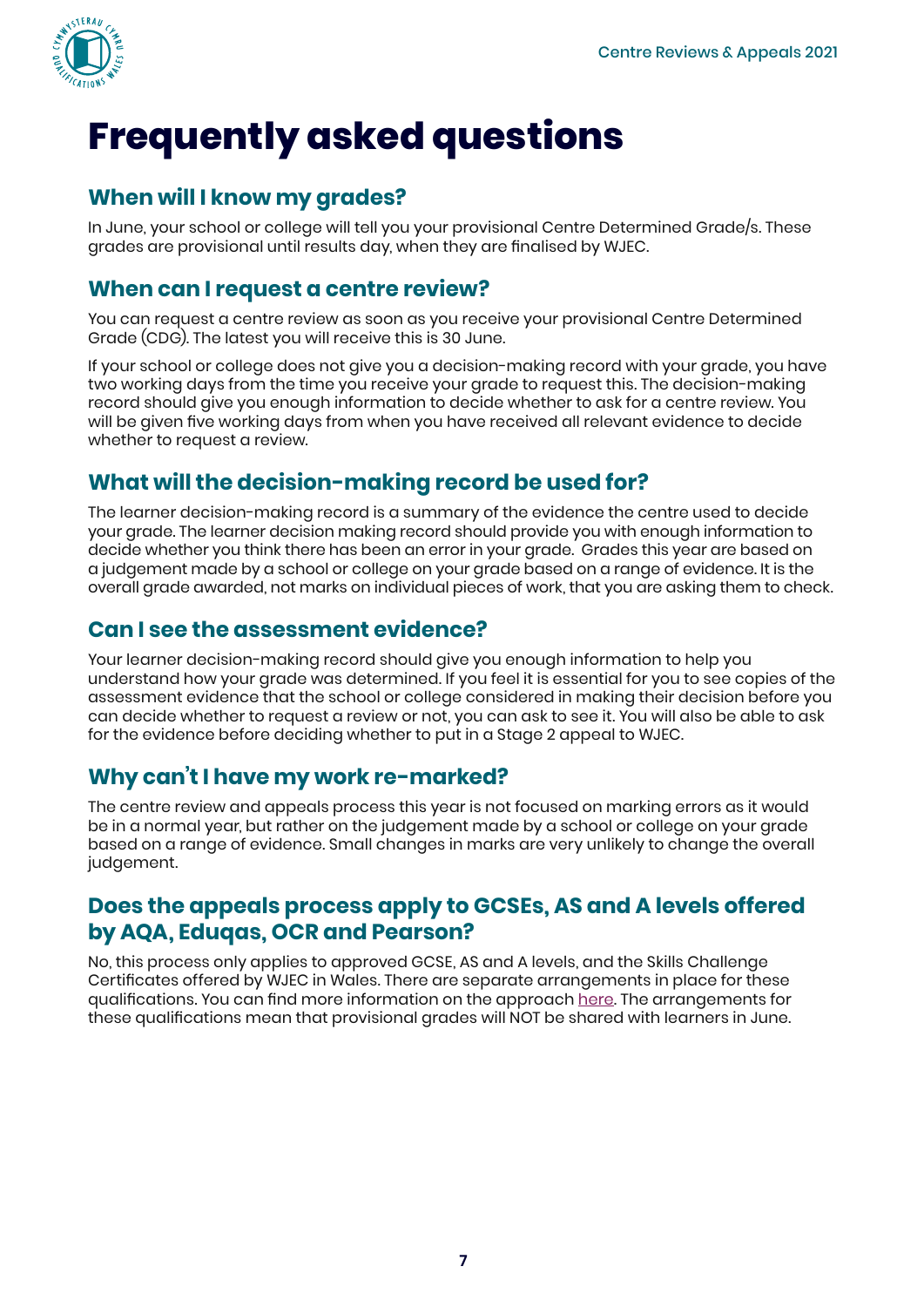# Frequently asked questions

## When will I know my grades?

In June, your school or college will tell you your provisional Centre Determined Grade/s. These grades are provisional until results day, when they are finalised by WJEC.

## When can I request a centre review?

You can request a centre review as soon as you receive your provisional Centre Determined Grade (CDG). The latest you will receive this is 30 June.

If your school or college does not give you a decision-making record with your grade, you have two working days from the time you receive your grade to request this. The decision-making record should give you enough information to decide whether to ask for a centre review. You will be given five working days from when you have received all relevant evidence to decide whether to request a review.

## What will the decision-making record be used for?

The learner decision-making record is a summary of the evidence the centre used to decide your grade. The learner decision making record should provide you with enough information to decide whether you think there has been an error in your grade. Grades this year are based on a judgement made by a school or college on your grade based on a range of evidence. It is the overall grade awarded, not marks on individual pieces of work, that you are asking them to check.

## Can I see the assessment evidence?

Your learner decision-making record should give you enough information to help you understand how your grade was determined. If you feel it is essential for you to see copies of the assessment evidence that the school or college considered in making their decision before you can decide whether to request a review or not, you can ask to see it. You will also be able to ask for the evidence before deciding whether to put in a Stage 2 appeal to WJEC.

## Why can't I have my work re-marked?

The centre review and appeals process this year is not focused on marking errors as it would be in a normal year, but rather on the judgement made by a school or college on your grade based on a range of evidence. Small changes in marks are very unlikely to change the overall judgement.

## Does the appeals process apply to GCSEs, AS and A levels offered by AQA, Eduqas, OCR and Pearson?

No, this process only applies to approved GCSE, AS and A levels, and the Skills Challenge Certificates offered by WJEC in Wales. There are separate arrangements in place for these qualifications. You can find more information on the approach here. The arrangements for these qualifications mean that provisional grades will NOT be shared with learners in June.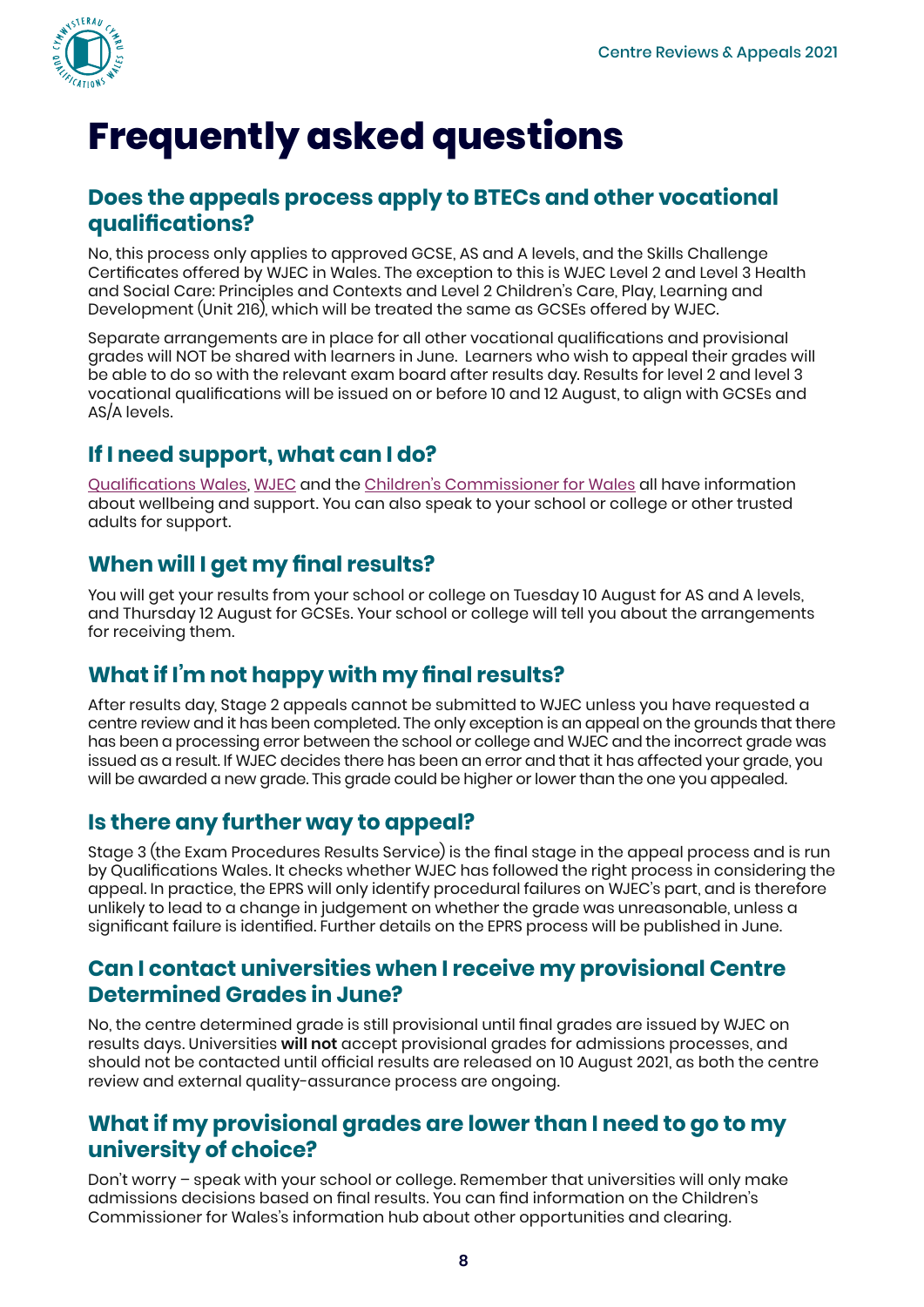# Frequently asked questions

## Does the appeals process apply to BTECs and other vocational qualifications?

No, this process only applies to approved GCSE, AS and A levels, and the Skills Challenge Certificates offered by WJEC in Wales. The exception to this is WJEC Level 2 and Level 3 Health and Social Care: Principles and Contexts and Level 2 Children's Care, Play, Learning and Development (Unit 216), which will be treated the same as GCSEs offered by WJEC.

Separate arrangements are in place for all other vocational qualifications and provisional grades will NOT be shared with learners in June. Learners who wish to appeal their grades will be able to do so with the relevant exam board after results day. Results for level 2 and level 3 vocational qualifications will be issued on or before 10 and 12 August, to align with GCSEs and AS/A levels.

## If I need support, what can I do?

Qualifications Wales, WJEC and the Children's Commissioner for Wales all have information about wellbeing and support. You can also speak to your school or college or other trusted adults for support.

## When will I get my final results?

You will get your results from your school or college on Tuesday 10 August for AS and A levels, and Thursday 12 August for GCSEs. Your school or college will tell you about the arrangements for receiving them.

## What if I'm not happy with my final results?

After results day, Stage 2 appeals cannot be submitted to WJEC unless you have requested a centre review and it has been completed. The only exception is an appeal on the grounds that there has been a processing error between the school or college and WJEC and the incorrect grade was issued as a result. If WJEC decides there has been an error and that it has affected your grade, you will be awarded a new grade. This grade could be higher or lower than the one you appealed.

## Is there any further way to appeal?

Stage 3 (the Exam Procedures Results Service) is the final stage in the appeal process and is run by Qualifications Wales. It checks whether WJEC has followed the right process in considering the appeal. In practice, the EPRS will only identify procedural failures on WJEC's part, and is therefore unlikely to lead to a change in judgement on whether the grade was unreasonable, unless a significant failure is identified. Further details on the EPRS process will be published in June.

## Can I contact universities when I receive my provisional Centre Determined Grades in June?

No, the centre determined grade is still provisional until final grades are issued by WJEC on results days. Universities **will not** accept provisional grades for admissions processes, and should not be contacted until official results are released on 10 August 2021, as both the centre review and external quality-assurance process are ongoing.

## What if my provisional grades are lower than I need to go to my university of choice?

Don't worry – speak with your school or college. Remember that universities will only make admissions decisions based on final results. You can find information on the Children's Commissioner for Wales's information hub about other opportunities and clearing.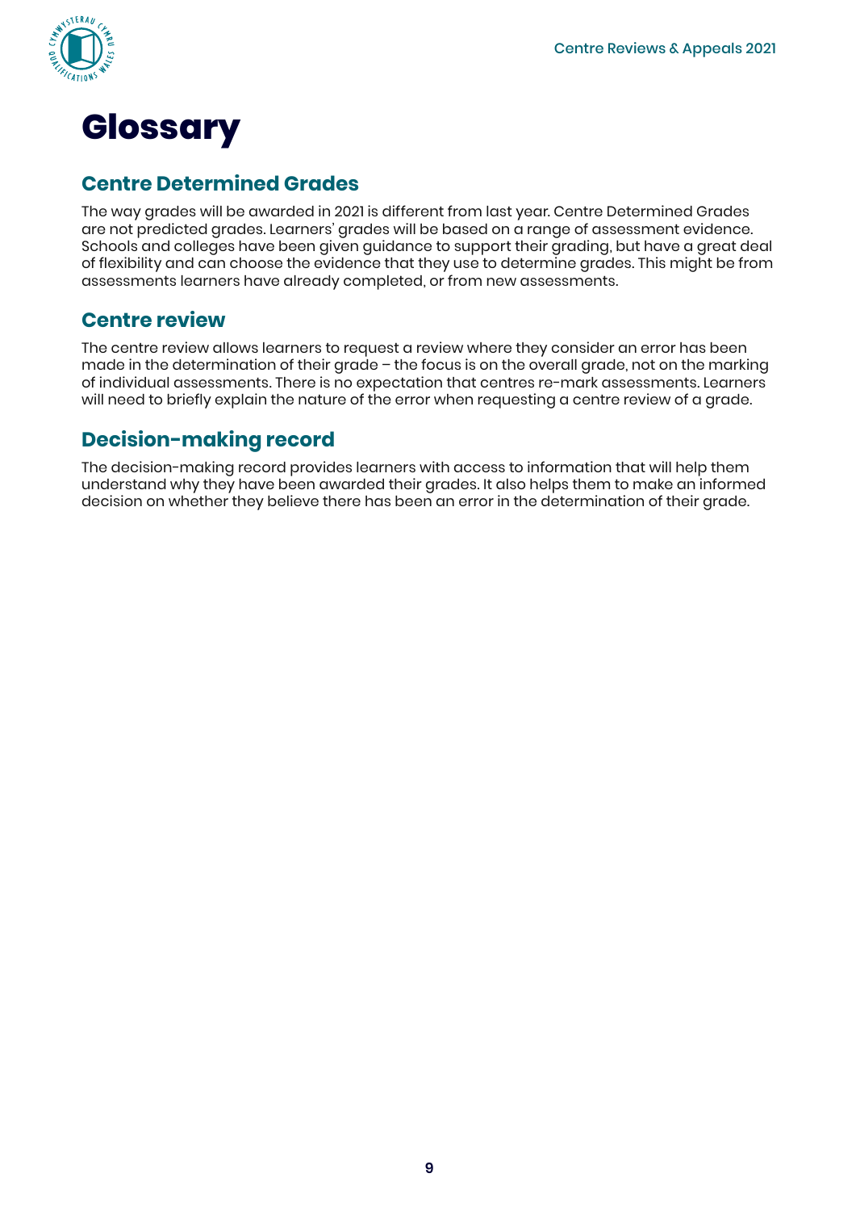# Glossary

## Centre Determined Grades

The way grades will be awarded in 2021 is different from last year. Centre Determined Grades are not predicted grades. Learners' grades will be based on a range of assessment evidence. Schools and colleges have been given guidance to support their grading, but have a great deal of flexibility and can choose the evidence that they use to determine grades. This might be from assessments learners have already completed, or from new assessments.

## Centre review

The centre review allows learners to request a review where they consider an error has been made in the determination of their grade – the focus is on the overall grade, not on the marking of individual assessments. There is no expectation that centres re-mark assessments. Learners will need to briefly explain the nature of the error when requesting a centre review of a grade.

## Decision-making record

The decision-making record provides learners with access to information that will help them understand why they have been awarded their grades. It also helps them to make an informed decision on whether they believe there has been an error in the determination of their grade.